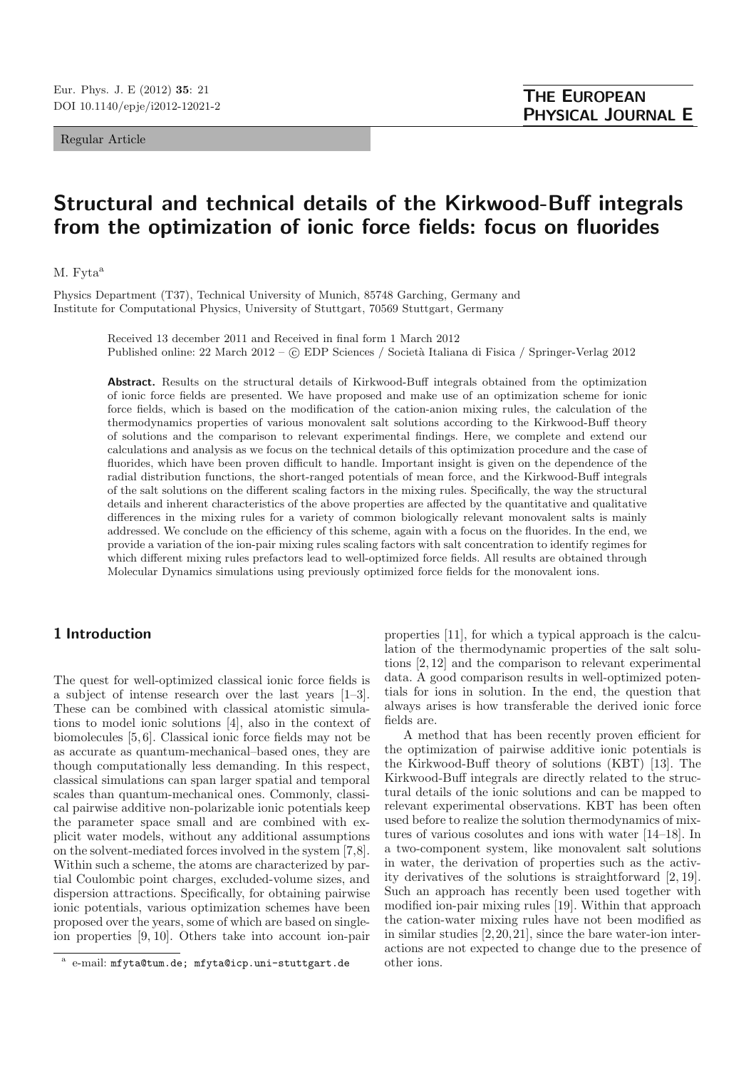Regular Article

# Structural and technical details of the Kirkwood-Buff integrals from the optimization of ionic force fields: focus on fluorides

M. Fyta[a]

Physics Department (T37), Technical University of Munich, 85748 Garching, Germany and Institute for Computational Physics, University of Stuttgart, 70569 Stuttgart, Germany

Received 13 december 2011 and Received in final form 1 March 2012
Published online: 22 March 2012 – © EDP Sciences / Società Italiana di Fisica / Springer-Verlag 2012

**Abstract.** Results on the structural details of Kirkwood-Buff integrals obtained from the optimization of ionic force fields are presented. We have proposed and make use of an optimization scheme for ionic force fields, which is based on the modification of the cation-anion mixing rules, the calculation of the thermodynamics properties of various monovalent salt solutions according to the Kirkwood-Buff theory of solutions and the comparison to relevant experimental findings. Here, we complete and extend our calculations and analysis as we focus on the technical details of this optimization procedure and the case of fluorides, which have been proven difficult to handle. Important insight is given on the dependence of the radial distribution functions, the short-ranged potentials of mean force, and the Kirkwood-Buff integrals of the salt solutions on the different scaling factors in the mixing rules. Specifically, the way the structural details and inherent characteristics of the above properties are affected by the quantitative and qualitative differences in the mixing rules for a variety of common biologically relevant monovalent salts is mainly addressed. We conclude on the efficiency of this scheme, again with a focus on the fluorides. In the end, we provide a variation of the ion-pair mixing rules scaling factors with salt concentration to identify regimes for which different mixing rules prefactors lead to well-optimized force fields. All results are obtained through Molecular Dynamics simulations using previously optimized force fields for the monovalent ions.

## 1 Introduction

The quest for well-optimized classical ionic force fields is a subject of intense research over the last years [1–3]. These can be combined with classical atomistic simulations to model ionic solutions [4], also in the context of biomolecules [5,6]. Classical ionic force fields may not be as accurate as quantum-mechanical–based ones, they are though computationally less demanding. In this respect, classical simulations can span larger spatial and temporal scales than quantum-mechanical ones. Commonly, classical pairwise additive non-polarizable ionic potentials keep the parameter space small and are combined with explicit water models, without any additional assumptions on the solvent-mediated forces involved in the system [7,8]. Within such a scheme, the atoms are characterized by partial Coulombic point charges, excluded-volume sizes, and dispersion attractions. Specifically, for obtaining pairwise ionic potentials, various optimization schemes have been proposed over the years, some of which are based on single-ion properties [9,10]. Others take into account ion-pair properties [11], for which a typical approach is the calculation of the thermodynamic properties of the salt solutions [2,12] and the comparison to relevant experimental data. A good comparison results in well-optimized potentials for ions in solution. In the end, the question that always arises is how transferable the derived ionic force fields are.

A method that has been recently proven efficient for the optimization of pairwise additive ionic potentials is the Kirkwood-Buff theory of solutions (KBT) [13]. The Kirkwood-Buff integrals are directly related to the structural details of the ionic solutions and can be mapped to relevant experimental observations. KBT has been often used before to realize the solution thermodynamics of mixtures of various cosolutes and ions with water [14–18]. In a two-component system, like monovalent salt solutions in water, the derivation of properties such as the activity derivatives of the solutions is straightforward [2,19]. Such an approach has recently been used together with modified ion-pair mixing rules [19]. Within that approach the cation-water mixing rules have not been modified as in similar studies [2,20,21], since the bare water-ion interactions are not expected to change due to the presence of other ions.

[a] e-mail: mfyta@tum.de; mfyta@icp.uni-stuttgart.de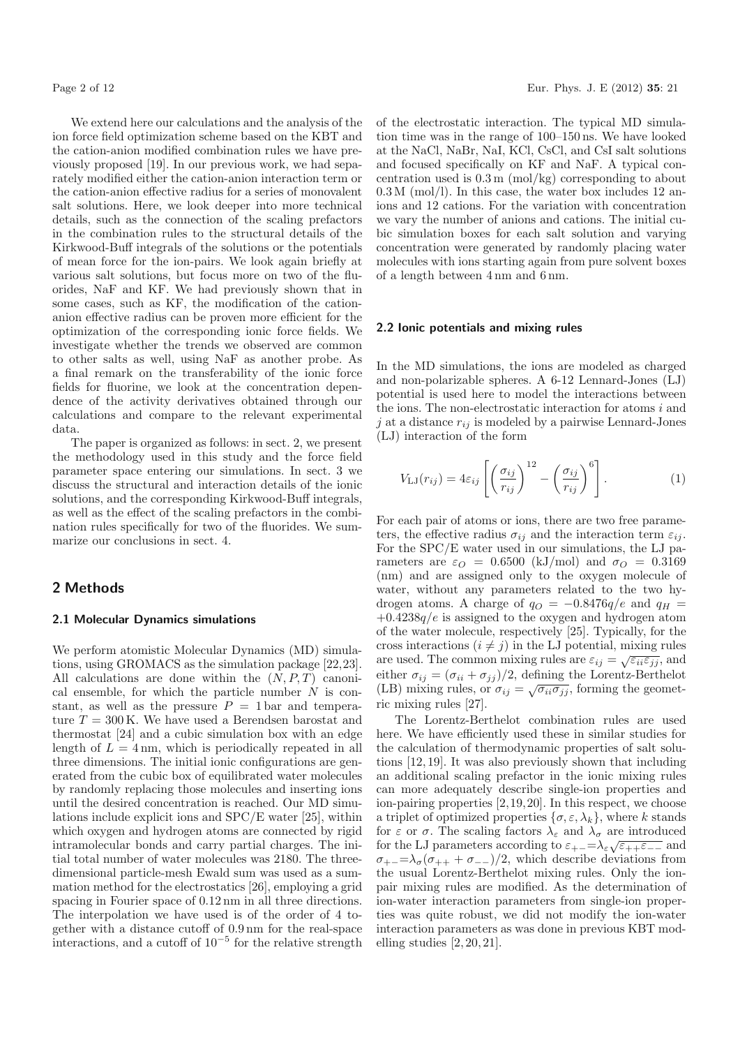We extend here our calculations and the analysis of the ion force field optimization scheme based on the KBT and the cation-anion modified combination rules we have previously proposed [19]. In our previous work, we had separately modified either the cation-anion interaction term or the cation-anion effective radius for a series of monovalent salt solutions. Here, we look deeper into more technical details, such as the connection of the scaling prefactors in the combination rules to the structural details of the Kirkwood-Buff integrals of the solutions or the potentials of mean force for the ion-pairs. We look again briefly at various salt solutions, but focus more on two of the fluorides, NaF and KF. We had previously shown that in some cases, such as KF, the modification of the cation-anion effective radius can be proven more efficient for the optimization of the corresponding ionic force fields. We investigate whether the trends we observed are common to other salts as well, using NaF as another probe. As a final remark on the transferability of the ionic force fields for fluorine, we look at the concentration dependence of the activity derivatives obtained through our calculations and compare to the relevant experimental data.

The paper is organized as follows: in sect. 2, we present the methodology used in this study and the force field parameter space entering our simulations. In sect. 3 we discuss the structural and interaction details of the ionic solutions, and the corresponding Kirkwood-Buff integrals, as well as the effect of the scaling prefactors in the combination rules specifically for two of the fluorides. We summarize our conclusions in sect. 4.

## 2 Methods

### 2.1 Molecular Dynamics simulations

We perform atomistic Molecular Dynamics (MD) simulations, using GROMACS as the simulation package [22,23]. All calculations are done within the $(N, P, T)$ canonical ensemble, for which the particle number $N$ is constant, as well as the pressure $P = 1$ bar and temperature $T = 300$ K. We have used a Berendsen barostat and thermostat [24] and a cubic simulation box with an edge length of $L = 4$ nm, which is periodically repeated in all three dimensions. The initial ionic configurations are generated from the cubic box of equilibrated water molecules by randomly replacing those molecules and inserting ions until the desired concentration is reached. Our MD simulations include explicit ions and SPC/E water [25], within which oxygen and hydrogen atoms are connected by rigid intramolecular bonds and carry partial charges. The initial total number of water molecules was 2180. The three-dimensional particle-mesh Ewald sum was used as a summation method for the electrostatics [26], employing a grid spacing in Fourier space of 0.12 nm in all three directions. The interpolation we have used is of the order of 4 together with a distance cutoff of 0.9 nm for the real-space interactions, and a cutoff of $10^{-5}$ for the relative strength of the electrostatic interaction. The typical MD simulation time was in the range of 100–150 ns. We have looked at the NaCl, NaBr, NaI, KCl, CsCl, and CsI salt solutions and focused specifically on KF and NaF. A typical concentration used is 0.3 m (mol/kg) corresponding to about 0.3 M (mol/l). In this case, the water box includes 12 anions and 12 cations. For the variation with concentration we vary the number of anions and cations. The initial cubic simulation boxes for each salt solution and varying concentration were generated by randomly placing water molecules with ions starting again from pure solvent boxes of a length between 4 nm and 6 nm.

### 2.2 Ionic potentials and mixing rules

In the MD simulations, the ions are modeled as charged and non-polarizable spheres. A 6-12 Lennard-Jones (LJ) potential is used here to model the interactions between the ions. The non-electrostatic interaction for atoms $i$ and $j$ at a distance $r_{ij}$ is modeled by a pairwise Lennard-Jones (LJ) interaction of the form

$$V_{\mathrm{LJ}}(r_{ij}) = 4\varepsilon_{ij}\left[\left(\frac{\sigma_{ij}}{r_{ij}}\right)^{12} - \left(\frac{\sigma_{ij}}{r_{ij}}\right)^{6}\right]. \tag{1}$$

For each pair of atoms or ions, there are two free parameters, the effective radius $\sigma_{ij}$ and the interaction term $\varepsilon_{ij}$. For the SPC/E water used in our simulations, the LJ parameters are $\varepsilon_O = 0.6500$ (kJ/mol) and $\sigma_O = 0.3169$ (nm) and are assigned only to the oxygen molecule of water, without any parameters related to the two hydrogen atoms. A charge of $q_O = -0.8476q/e$ and $q_H = +0.4238q/e$ is assigned to the oxygen and hydrogen atom of the water molecule, respectively [25]. Typically, for the cross interactions $(i \neq j)$ in the LJ potential, mixing rules are used. The common mixing rules are $\varepsilon_{ij} = \sqrt{\varepsilon_{ii}\varepsilon_{jj}}$, and either $\sigma_{ij} = (\sigma_{ii} + \sigma_{jj})/2$, defining the Lorentz-Berthelot (LB) mixing rules, or $\sigma_{ij} = \sqrt{\sigma_{ii}\sigma_{jj}}$, forming the geometric mixing rules [27].

The Lorentz-Berthelot combination rules are used here. We have efficiently used these in similar studies for the calculation of thermodynamic properties of salt solutions [12,19]. It was also previously shown that including an additional scaling prefactor in the ionic mixing rules can more adequately describe single-ion properties and ion-pairing properties [2,19,20]. In this respect, we choose a triplet of optimized properties $\{\sigma, \varepsilon, \lambda_k\}$, where $k$ stands for $\varepsilon$ or $\sigma$. The scaling factors $\lambda_\varepsilon$ and $\lambda_\sigma$ are introduced for the LJ parameters according to $\varepsilon_{+-}=\lambda_\varepsilon\sqrt{\varepsilon_{++}\varepsilon_{--}}$ and $\sigma_{+-}=\lambda_\sigma(\sigma_{++} + \sigma_{--})/2$, which describe deviations from the usual Lorentz-Berthelot mixing rules. Only the ion-pair mixing rules are modified. As the determination of ion-water interaction parameters from single-ion properties was quite robust, we did not modify the ion-water interaction parameters as was done in previous KBT modelling studies [2,20,21].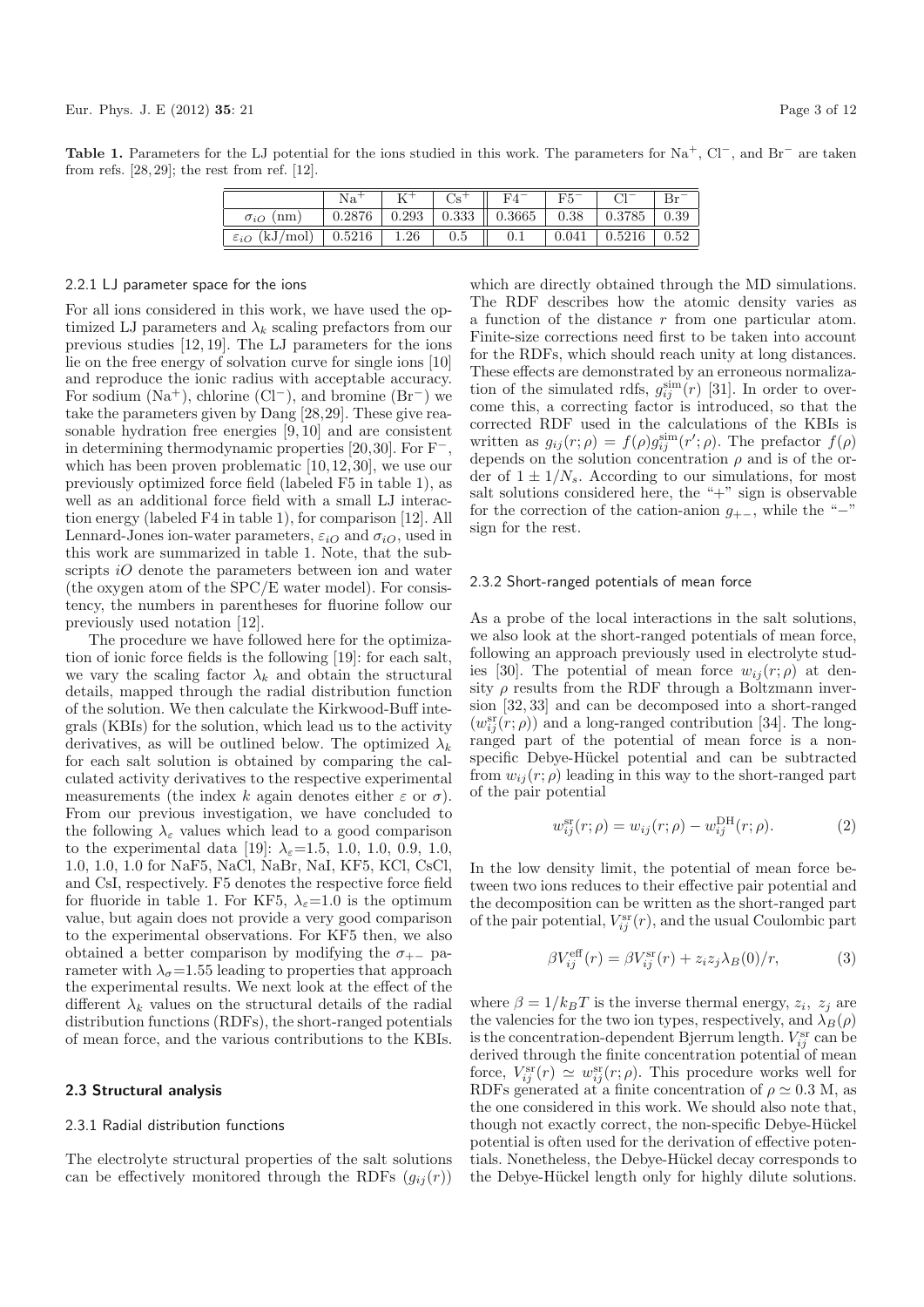**Table 1.** Parameters for the LJ potential for the ions studied in this work. The parameters for $Na^+$, $Cl^-$, and $Br^-$ are taken from refs. [28,29]; the rest from ref. [12].

| | $Na^+$ | $K^+$ | $Cs^+$ | $F4^-$ | $F5^-$ | $Cl^-$ | $Br^-$ |
|---|---|---|---|---|---|---|---|
| $\sigma_{iO}$ (nm) | 0.2876 | 0.293 | 0.333 | 0.3665 | 0.38 | 0.3785 | 0.39 |
| $\varepsilon_{iO}$ (kJ/mol) | 0.5216 | 1.26 | 0.5 | 0.1 | 0.041 | 0.5216 | 0.52 |

#### 2.2.1 LJ parameter space for the ions

For all ions considered in this work, we have used the optimized LJ parameters and $\lambda_k$ scaling prefactors from our previous studies [12,19]. The LJ parameters for the ions lie on the free energy of solvation curve for single ions [10] and reproduce the ionic radius with acceptable accuracy. For sodium ($Na^+$), chlorine ($Cl^-$), and bromine ($Br^-$) we take the parameters given by Dang [28,29]. These give reasonable hydration free energies [9,10] and are consistent in determining thermodynamic properties [20,30]. For $F^-$, which has been proven problematic [10,12,30], we use our previously optimized force field (labeled F5 in table 1), as well as an additional force field with a small LJ interaction energy (labeled F4 in table 1), for comparison [12]. All Lennard-Jones ion-water parameters, $\varepsilon_{iO}$ and $\sigma_{iO}$, used in this work are summarized in table 1. Note, that the subscripts $iO$ denote the parameters between ion and water (the oxygen atom of the SPC/E water model). For consistency, the numbers in parentheses for fluorine follow our previously used notation [12].

The procedure we have followed here for the optimization of ionic force fields is the following [19]: for each salt, we vary the scaling factor $\lambda_k$ and obtain the structural details, mapped through the radial distribution function of the solution. We then calculate the Kirkwood-Buff integrals (KBIs) for the solution, which lead us to the activity derivatives, as will be outlined below. The optimized $\lambda_k$ for each salt solution is obtained by comparing the calculated activity derivatives to the respective experimental measurements (the index $k$ again denotes either $\varepsilon$ or $\sigma$). From our previous investigation, we have concluded to the following $\lambda_\varepsilon$ values which lead to a good comparison to the experimental data [19]: $\lambda_\varepsilon$=1.5, 1.0, 1.0, 0.9, 1.0, 1.0, 1.0, 1.0 for NaF5, NaCl, NaBr, NaI, KF5, KCl, CsCl, and CsI, respectively. F5 denotes the respective force field for fluoride in table 1. For KF5, $\lambda_\varepsilon$=1.0 is the optimum value, but again does not provide a very good comparison to the experimental observations. For KF5 then, we also obtained a better comparison by modifying the $\sigma_{+-}$ parameter with $\lambda_\sigma$=1.55 leading to properties that approach the experimental results. We next look at the effect of the different $\lambda_k$ values on the structural details of the radial distribution functions (RDFs), the short-ranged potentials of mean force, and the various contributions to the KBIs.

### 2.3 Structural analysis

#### 2.3.1 Radial distribution functions

The electrolyte structural properties of the salt solutions can be effectively monitored through the RDFs ($g_{ij}(r)$) which are directly obtained through the MD simulations. The RDF describes how the atomic density varies as a function of the distance $r$ from one particular atom. Finite-size corrections need first to be taken into account for the RDFs, which should reach unity at long distances. These effects are demonstrated by an erroneous normalization of the simulated rdfs, $g_{ij}^{\mathrm{sim}}(r)$ [31]. In order to overcome this, a correcting factor is introduced, so that the corrected RDF used in the calculations of the KBIs is written as $g_{ij}(r;\rho) = f(\rho) g_{ij}^{\mathrm{sim}}(r';\rho)$. The prefactor $f(\rho)$ depends on the solution concentration $\rho$ and is of the order of $1 \pm 1/N_s$. According to our simulations, for most salt solutions considered here, the "+" sign is observable for the correction of the cation-anion $g_{+-}$, while the "−" sign for the rest.

#### 2.3.2 Short-ranged potentials of mean force

As a probe of the local interactions in the salt solutions, we also look at the short-ranged potentials of mean force, following an approach previously used in electrolyte studies [30]. The potential of mean force $w_{ij}(r;\rho)$ at density $\rho$ results from the RDF through a Boltzmann inversion [32,33] and can be decomposed into a short-ranged ($w_{ij}^{\mathrm{sr}}(r;\rho)$) and a long-ranged contribution [34]. The long-ranged part of the potential of mean force is a non-specific Debye-Hückel potential and can be subtracted from $w_{ij}(r;\rho)$ leading in this way to the short-ranged part of the pair potential

$$w_{ij}^{\mathrm{sr}}(r;\rho) = w_{ij}(r;\rho) - w_{ij}^{\mathrm{DH}}(r;\rho). \tag{2}$$

In the low density limit, the potential of mean force between two ions reduces to their effective pair potential and the decomposition can be written as the short-ranged part of the pair potential, $V_{ij}^{\mathrm{sr}}(r)$, and the usual Coulombic part

$$\beta V_{ij}^{\mathrm{eff}}(r) = \beta V_{ij}^{\mathrm{sr}}(r) + z_i z_j \lambda_B(0)/r, \tag{3}$$

where $\beta = 1/k_B T$ is the inverse thermal energy, $z_i$, $z_j$ are the valencies for the two ion types, respectively, and $\lambda_B(\rho)$ is the concentration-dependent Bjerrum length. $V_{ij}^{\mathrm{sr}}$ can be derived through the finite concentration potential of mean force, $V_{ij}^{\mathrm{sr}}(r) \simeq w_{ij}^{\mathrm{sr}}(r;\rho)$. This procedure works well for RDFs generated at a finite concentration of $\rho \simeq 0.3$ M, as the one considered in this work. We should also note that, though not exactly correct, the non-specific Debye-Hückel potential is often used for the derivation of effective potentials. Nonetheless, the Debye-Hückel decay corresponds to the Debye-Hückel length only for highly dilute solutions.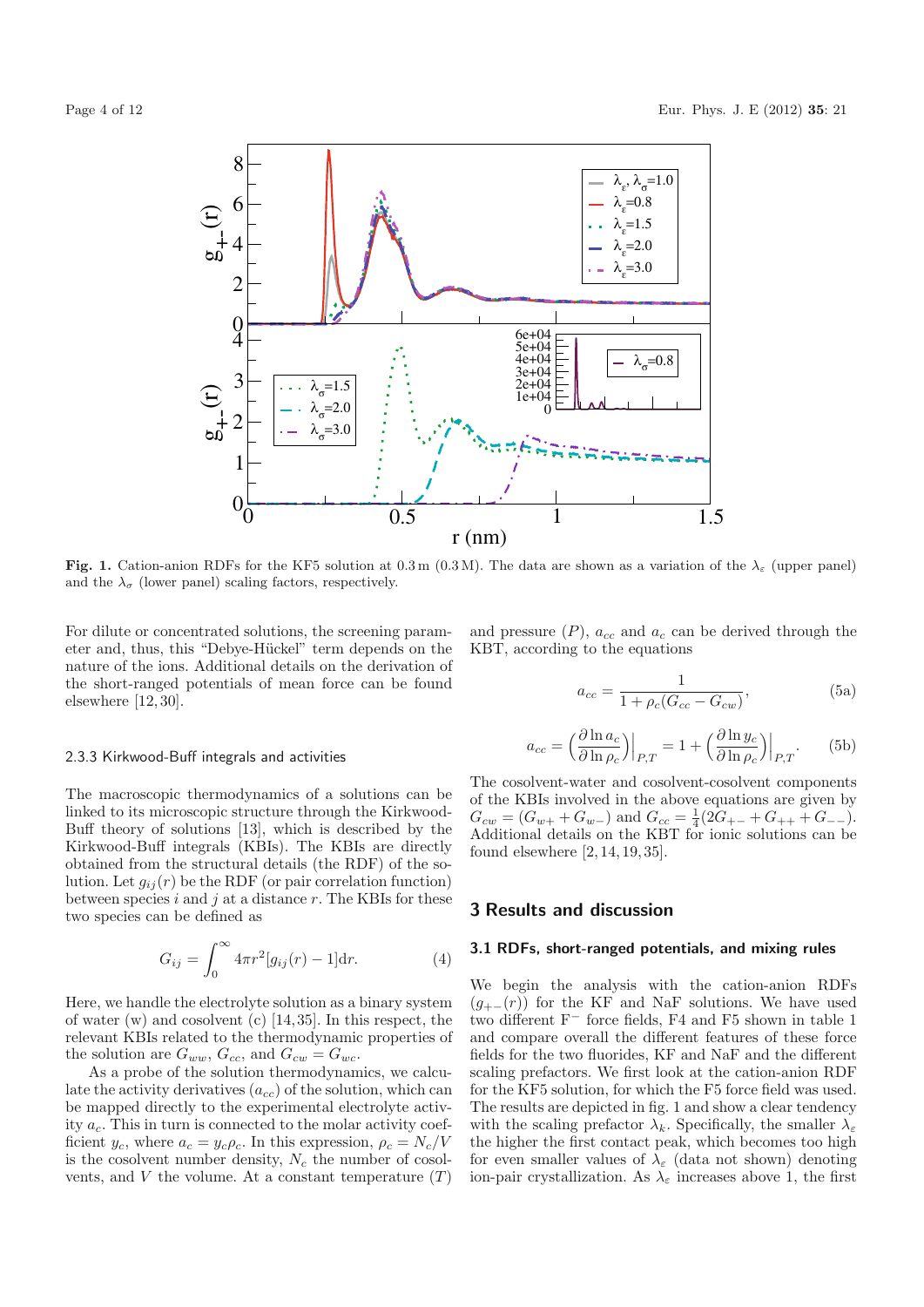**Fig. 1.** Cation-anion RDFs for the KF5 solution at 0.3 m (0.3 M). The data are shown as a variation of the $\lambda_\varepsilon$ (upper panel) and the $\lambda_\sigma$ (lower panel) scaling factors, respectively.

For dilute or concentrated solutions, the screening parameter and, thus, this "Debye-Hückel" term depends on the nature of the ions. Additional details on the derivation of the short-ranged potentials of mean force can be found elsewhere [12, 30].

#### 2.3.3 Kirkwood-Buff integrals and activities

The macroscopic thermodynamics of a solutions can be linked to its microscopic structure through the Kirkwood-Buff theory of solutions [13], which is described by the Kirkwood-Buff integrals (KBIs). The KBIs are directly obtained from the structural details (the RDF) of the solution. Let $g_{ij}(r)$ be the RDF (or pair correlation function) between species $i$ and $j$ at a distance $r$. The KBIs for these two species can be defined as

$$G_{ij} = \int_0^\infty 4\pi r^2 [g_{ij}(r) - 1]\mathrm{d}r. \tag{4}$$

Here, we handle the electrolyte solution as a binary system of water (w) and cosolvent (c) [14, 35]. In this respect, the relevant KBIs related to the thermodynamic properties of the solution are $G_{ww}$, $G_{cc}$, and $G_{cw} = G_{wc}$.

As a probe of the solution thermodynamics, we calculate the activity derivatives ($a_{cc}$) of the solution, which can be mapped directly to the experimental electrolyte activity $a_c$. This in turn is connected to the molar activity coefficient $y_c$, where $a_c = y_c \rho_c$. In this expression, $\rho_c = N_c/V$ is the cosolvent number density, $N_c$ the number of cosolvents, and $V$ the volume. At a constant temperature ($T$) and pressure ($P$), $a_{cc}$ and $a_c$ can be derived through the KBT, according to the equations

$$a_{cc} = \frac{1}{1 + \rho_c(G_{cc} - G_{cw})}, \tag{5a}$$

$$a_{cc} = \left(\frac{\partial \ln a_c}{\partial \ln \rho_c}\right)\Big|_{P,T} = 1 + \left(\frac{\partial \ln y_c}{\partial \ln \rho_c}\right)\Big|_{P,T}. \tag{5b}$$

The cosolvent-water and cosolvent-cosolvent components of the KBIs involved in the above equations are given by $G_{cw} = (G_{w+} + G_{w-})$ and $G_{cc} = \frac{1}{4}(2G_{+-} + G_{++} + G_{--})$. Additional details on the KBT for ionic solutions can be found elsewhere [2, 14, 19, 35].

## 3 Results and discussion

### 3.1 RDFs, short-ranged potentials, and mixing rules

We begin the analysis with the cation-anion RDFs ($g_{+-}(r)$) for the KF and NaF solutions. We have used two different $F^-$ force fields, F4 and F5 shown in table 1 and compare overall the different features of these force fields for the two fluorides, KF and NaF and the different scaling prefactors. We first look at the cation-anion RDF for the KF5 solution, for which the F5 force field was used. The results are depicted in fig. 1 and show a clear tendency with the scaling prefactor $\lambda_k$. Specifically, the smaller $\lambda_\varepsilon$ the higher the first contact peak, which becomes too high for even smaller values of $\lambda_\varepsilon$ (data not shown) denoting ion-pair crystallization. As $\lambda_\varepsilon$ increases above 1, the first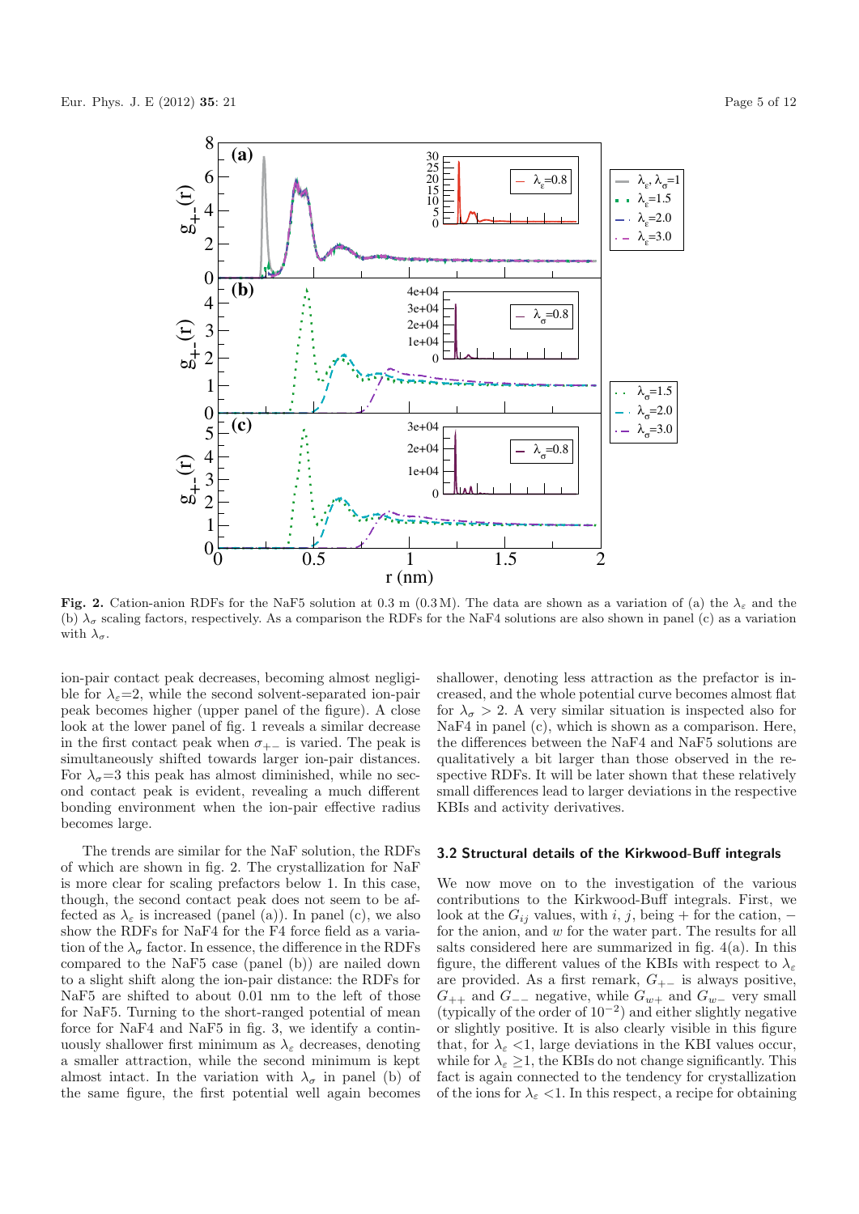**Fig. 2.** Cation-anion RDFs for the NaF5 solution at 0.3 m (0.3 M). The data are shown as a variation of (a) the $\lambda_\varepsilon$ and the (b) $\lambda_\sigma$ scaling factors, respectively. As a comparison the RDFs for the NaF4 solutions are also shown in panel (c) as a variation with $\lambda_\sigma$.

ion-pair contact peak decreases, becoming almost negligible for $\lambda_\varepsilon$=2, while the second solvent-separated ion-pair peak becomes higher (upper panel of the figure). A close look at the lower panel of fig. 1 reveals a similar decrease in the first contact peak when $\sigma_{+-}$ is varied. The peak is simultaneously shifted towards larger ion-pair distances. For $\lambda_\sigma$=3 this peak has almost diminished, while no second contact peak is evident, revealing a much different bonding environment when the ion-pair effective radius becomes large.

The trends are similar for the NaF solution, the RDFs of which are shown in fig. 2. The crystallization for NaF is more clear for scaling prefactors below 1. In this case, though, the second contact peak does not seem to be affected as $\lambda_\varepsilon$ is increased (panel (a)). In panel (c), we also show the RDFs for NaF4 for the F4 force field as a variation of the $\lambda_\sigma$ factor. In essence, the difference in the RDFs compared to the NaF5 case (panel (b)) are nailed down to a slight shift along the ion-pair distance: the RDFs for NaF5 are shifted to about 0.01 nm to the left of those for NaF5. Turning to the short-ranged potential of mean force for NaF4 and NaF5 in fig. 3, we identify a continuously shallower first minimum as $\lambda_\varepsilon$ decreases, denoting a smaller attraction, while the second minimum is kept almost intact. In the variation with $\lambda_\sigma$ in panel (b) of the same figure, the first potential well again becomes shallower, denoting less attraction as the prefactor is increased, and the whole potential curve becomes almost flat for $\lambda_\sigma > 2$. A very similar situation is inspected also for NaF4 in panel (c), which is shown as a comparison. Here, the differences between the NaF4 and NaF5 solutions are qualitatively a bit larger than those observed in the respective RDFs. It will be later shown that these relatively small differences lead to larger deviations in the respective KBIs and activity derivatives.

### 3.2 Structural details of the Kirkwood-Buff integrals

We now move on to the investigation of the various contributions to the Kirkwood-Buff integrals. First, we look at the $G_{ij}$ values, with $i$, $j$, being + for the cation, − for the anion, and $w$ for the water part. The results for all salts considered here are summarized in fig. 4(a). In this figure, the different values of the KBIs with respect to $\lambda_\varepsilon$ are provided. As a first remark, $G_{+-}$ is always positive, $G_{++}$ and $G_{--}$ negative, while $G_{w+}$ and $G_{w-}$ very small (typically of the order of $10^{-2}$) and either slightly negative or slightly positive. It is also clearly visible in this figure that, for $\lambda_\varepsilon < 1$, large deviations in the KBI values occur, while for $\lambda_\varepsilon \geq 1$, the KBIs do not change significantly. This fact is again connected to the tendency for crystallization of the ions for $\lambda_\varepsilon < 1$. In this respect, a recipe for obtaining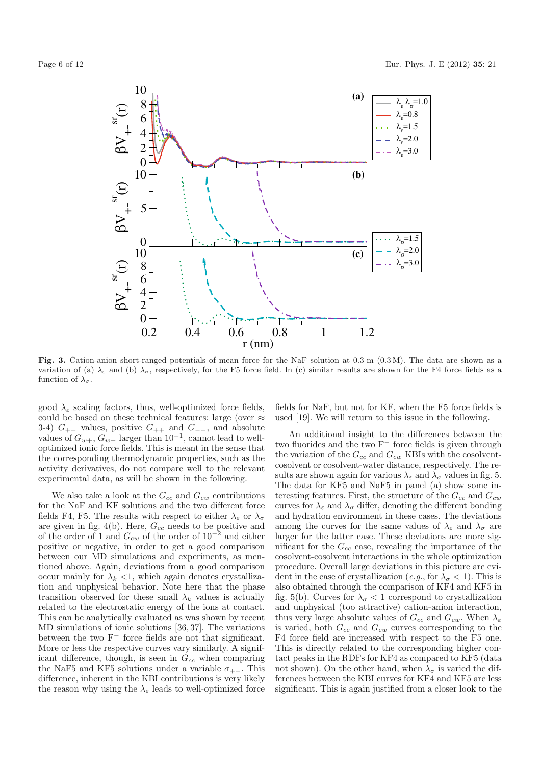**Fig. 3.** Cation-anion short-ranged potentials of mean force for the NaF solution at 0.3 m (0.3 M). The data are shown as a variation of (a) $\lambda_\varepsilon$ and (b) $\lambda_\sigma$, respectively, for the F5 force field. In (c) similar results are shown for the F4 force fields as a function of $\lambda_\sigma$.

good $\lambda_\varepsilon$ scaling factors, thus, well-optimized force fields, could be based on these technical features: large (over $\approx$ 3-4) $G_{+-}$ values, positive $G_{++}$ and $G_{--}$, and absolute values of $G_{w+}$, $G_{w-}$ larger than $10^{-1}$, cannot lead to well-optimized ionic force fields. This is meant in the sense that the corresponding thermodynamic properties, such as the activity derivatives, do not compare well to the relevant experimental data, as will be shown in the following.

We also take a look at the $G_{cc}$ and $G_{cw}$ contributions for the NaF and KF solutions and the two different force fields F4, F5. The results with respect to either $\lambda_\varepsilon$ or $\lambda_\sigma$ are given in fig. 4(b). Here, $G_{cc}$ needs to be positive and of the order of 1 and $G_{cw}$ of the order of $10^{-2}$ and either positive or negative, in order to get a good comparison between our MD simulations and experiments, as mentioned above. Again, deviations from a good comparison occur mainly for $\lambda_k < 1$, which again denotes crystallization and unphysical behavior. Note here that the phase transition observed for these small $\lambda_k$ values is actually related to the electrostatic energy of the ions at contact. This can be analytically evaluated as was shown by recent MD simulations of ionic solutions [36,37]. The variations between the two $F^-$ force fields are not that significant. More or less the respective curves vary similarly. A significant difference, though, is seen in $G_{cc}$ when comparing the NaF5 and KF5 solutions under a variable $\sigma_{+-}$. This difference, inherent in the KBI contributions is very likely the reason why using the $\lambda_\varepsilon$ leads to well-optimized force fields for NaF, but not for KF, when the F5 force fields is used [19]. We will return to this issue in the following.

An additional insight to the differences between the two fluorides and the two $F^-$ force fields is given through the variation of the $G_{cc}$ and $G_{cw}$ KBIs with the cosolvent-cosolvent or cosolvent-water distance, respectively. The results are shown again for various $\lambda_\varepsilon$ and $\lambda_\sigma$ values in fig. 5. The data for KF5 and NaF5 in panel (a) show some interesting features. First, the structure of the $G_{cc}$ and $G_{cw}$ curves for $\lambda_\varepsilon$ and $\lambda_\sigma$ differ, denoting the different bonding and hydration environment in these cases. The deviations among the curves for the same values of $\lambda_\varepsilon$ and $\lambda_\sigma$ are larger for the latter case. These deviations are more significant for the $G_{cc}$ case, revealing the importance of the cosolvent-cosolvent interactions in the whole optimization procedure. Overall large deviations in this picture are evident in the case of crystallization (*e.g.*, for $\lambda_\sigma < 1$). This is also obtained through the comparison of KF4 and KF5 in fig. 5(b). Curves for $\lambda_\sigma < 1$ correspond to crystallization and unphysical (too attractive) cation-anion interaction, thus very large absolute values of $G_{cc}$ and $G_{cw}$. When $\lambda_\varepsilon$ is varied, both $G_{cc}$ and $G_{cw}$ curves corresponding to the F4 force field are increased with respect to the F5 one. This is directly related to the corresponding higher contact peaks in the RDFs for KF4 as compared to KF5 (data not shown). On the other hand, when $\lambda_\sigma$ is varied the differences between the KBI curves for KF4 and KF5 are less significant. This is again justified from a closer look to the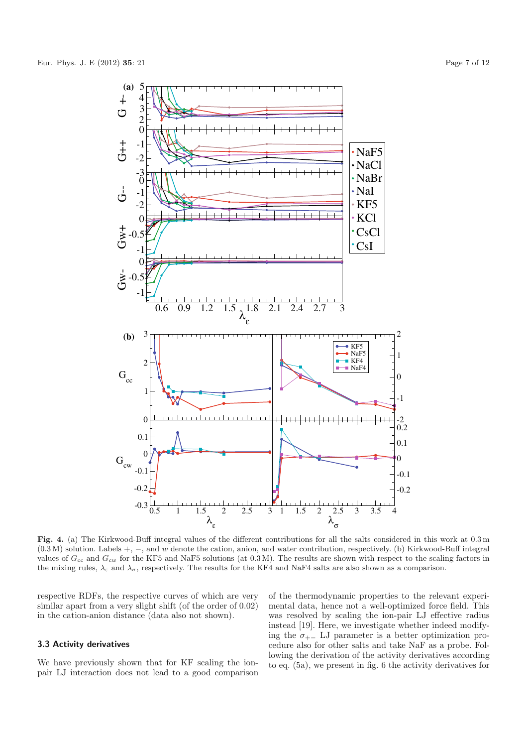**Fig. 4.** (a) The Kirkwood-Buff integral values of the different contributions for all the salts considered in this work at 0.3 m (0.3 M) solution. Labels +, −, and $w$ denote the cation, anion, and water contribution, respectively. (b) Kirkwood-Buff integral values of $G_{cc}$ and $G_{cw}$ for the KF5 and NaF5 solutions (at 0.3 M). The results are shown with respect to the scaling factors in the mixing rules, $\lambda_\varepsilon$ and $\lambda_\sigma$, respectively. The results for the KF4 and NaF4 salts are also shown as a comparison.

respective RDFs, the respective curves of which are very similar apart from a very slight shift (of the order of 0.02) in the cation-anion distance (data also not shown).

### 3.3 Activity derivatives

We have previously shown that for KF scaling the ion-pair LJ interaction does not lead to a good comparison of the thermodynamic properties to the relevant experimental data, hence not a well-optimized force field. This was resolved by scaling the ion-pair LJ effective radius instead [19]. Here, we investigate whether indeed modifying the $\sigma_{+-}$ LJ parameter is a better optimization procedure also for other salts and take NaF as a probe. Following the derivation of the activity derivatives according to eq. (5a), we present in fig. 6 the activity derivatives for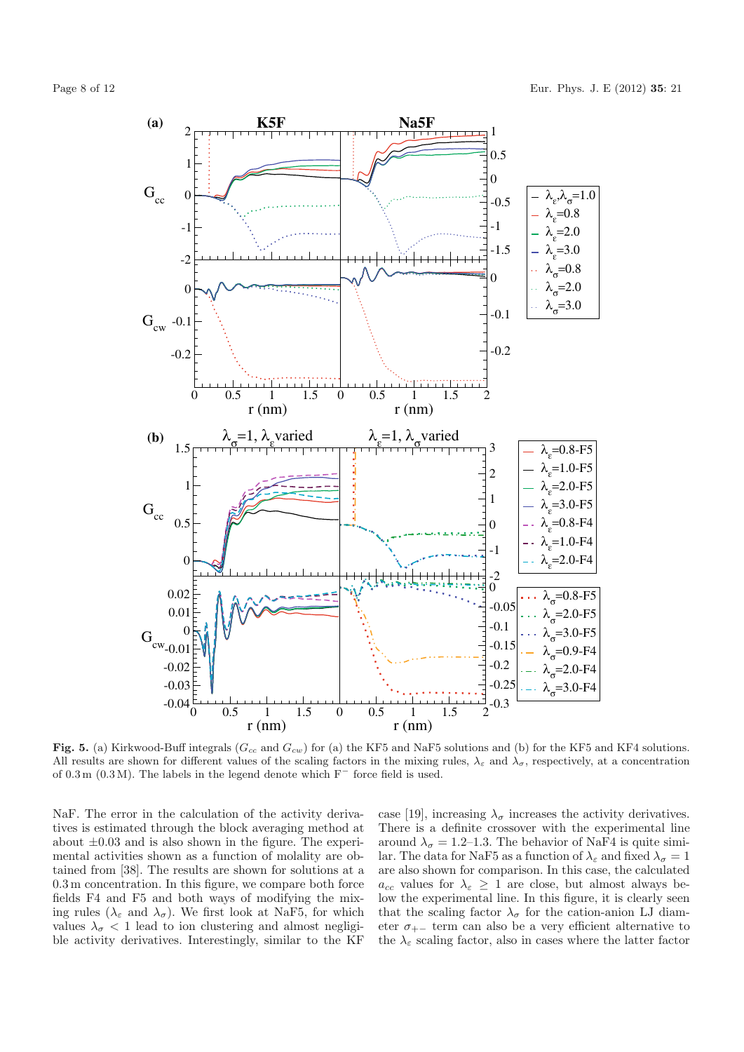**Fig. 5.** (a) Kirkwood-Buff integrals ($G_{cc}$ and $G_{cw}$) for (a) the KF5 and NaF5 solutions and (b) for the KF5 and KF4 solutions. All results are shown for different values of the scaling factors in the mixing rules, $\lambda_\varepsilon$ and $\lambda_\sigma$, respectively, at a concentration of 0.3 m (0.3 M). The labels in the legend denote which $F^-$ force field is used.

NaF. The error in the calculation of the activity derivatives is estimated through the block averaging method at about $\pm 0.03$ and is also shown in the figure. The experimental activities shown as a function of molality are obtained from [38]. The results are shown for solutions at a 0.3 m concentration. In this figure, we compare both force fields F4 and F5 and both ways of modifying the mixing rules ($\lambda_\varepsilon$ and $\lambda_\sigma$). We first look at NaF5, for which values $\lambda_\sigma < 1$ lead to ion clustering and almost negligible activity derivatives. Interestingly, similar to the KF case [19], increasing $\lambda_\sigma$ increases the activity derivatives. There is a definite crossover with the experimental line around $\lambda_\sigma = 1.2$–$1.3$. The behavior of NaF4 is quite similar. The data for NaF5 as a function of $\lambda_\varepsilon$ and fixed $\lambda_\sigma = 1$ are also shown for comparison. In this case, the calculated $a_{cc}$ values for $\lambda_\varepsilon \geq 1$ are close, but almost always below the experimental line. In this figure, it is clearly seen that the scaling factor $\lambda_\sigma$ for the cation-anion LJ diameter $\sigma_{+-}$ term can also be a very efficient alternative to the $\lambda_\varepsilon$ scaling factor, also in cases where the latter factor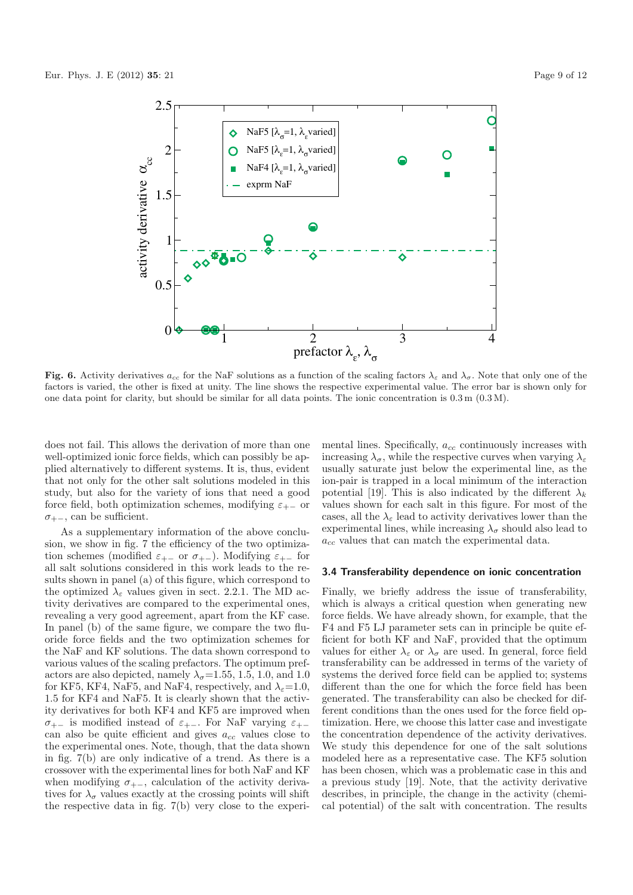**Fig. 6.** Activity derivatives $a_{cc}$ for the NaF solutions as a function of the scaling factors $\lambda_\varepsilon$ and $\lambda_\sigma$. Note that only one of the factors is varied, the other is fixed at unity. The line shows the respective experimental value. The error bar is shown only for one data point for clarity, but should be similar for all data points. The ionic concentration is 0.3 m (0.3 M).

does not fail. This allows the derivation of more than one well-optimized ionic force fields, which can possibly be applied alternatively to different systems. It is, thus, evident that not only for the other salt solutions modeled in this study, but also for the variety of ions that need a good force field, both optimization schemes, modifying $\varepsilon_{+-}$ or $\sigma_{+-}$, can be sufficient.

As a supplementary information of the above conclusion, we show in fig. 7 the efficiency of the two optimization schemes (modified $\varepsilon_{+-}$ or $\sigma_{+-}$). Modifying $\varepsilon_{+-}$ for all salt solutions considered in this work leads to the results shown in panel (a) of this figure, which correspond to the optimized $\lambda_\varepsilon$ values given in sect. 2.2.1. The MD activity derivatives are compared to the experimental ones, revealing a very good agreement, apart from the KF case. In panel (b) of the same figure, we compare the two fluoride force fields and the two optimization schemes for the NaF and KF solutions. The data shown correspond to various values of the scaling prefactors. The optimum prefactors are also depicted, namely $\lambda_\sigma$=1.55, 1.5, 1.0, and 1.0 for KF5, KF4, NaF5, and NaF4, respectively, and $\lambda_\varepsilon$=1.0, 1.5 for KF4 and NaF5. It is clearly shown that the activity derivatives for both KF4 and KF5 are improved when $\sigma_{+-}$ is modified instead of $\varepsilon_{+-}$. For NaF varying $\varepsilon_{+-}$ can also be quite efficient and gives $a_{cc}$ values close to the experimental ones. Note, though, that the data shown in fig. 7(b) are only indicative of a trend. As there is a crossover with the experimental lines for both NaF and KF when modifying $\sigma_{+-}$, calculation of the activity derivatives for $\lambda_\sigma$ values exactly at the crossing points will shift the respective data in fig. 7(b) very close to the experimental lines. Specifically, $a_{cc}$ continuously increases with increasing $\lambda_\sigma$, while the respective curves when varying $\lambda_\varepsilon$ usually saturate just below the experimental line, as the ion-pair is trapped in a local minimum of the interaction potential [19]. This is also indicated by the different $\lambda_k$ values shown for each salt in this figure. For most of the cases, all the $\lambda_\varepsilon$ lead to activity derivatives lower than the experimental lines, while increasing $\lambda_\sigma$ should also lead to $a_{cc}$ values that can match the experimental data.

### 3.4 Transferability dependence on ionic concentration

Finally, we briefly address the issue of transferability, which is always a critical question when generating new force fields. We have already shown, for example, that the F4 and F5 LJ parameter sets can in principle be quite efficient for both KF and NaF, provided that the optimum values for either $\lambda_\varepsilon$ or $\lambda_\sigma$ are used. In general, force field transferability can be addressed in terms of the variety of systems the derived force field can be applied to; systems different than the one for which the force field has been generated. The transferability can also be checked for different conditions than the ones used for the force field optimization. Here, we choose this latter case and investigate the concentration dependence of the activity derivatives. We study this dependence for one of the salt solutions modeled here as a representative case. The KF5 solution has been chosen, which was a problematic case in this and a previous study [19]. Note, that the activity derivative describes, in principle, the change in the activity (chemical potential) of the salt with concentration. The results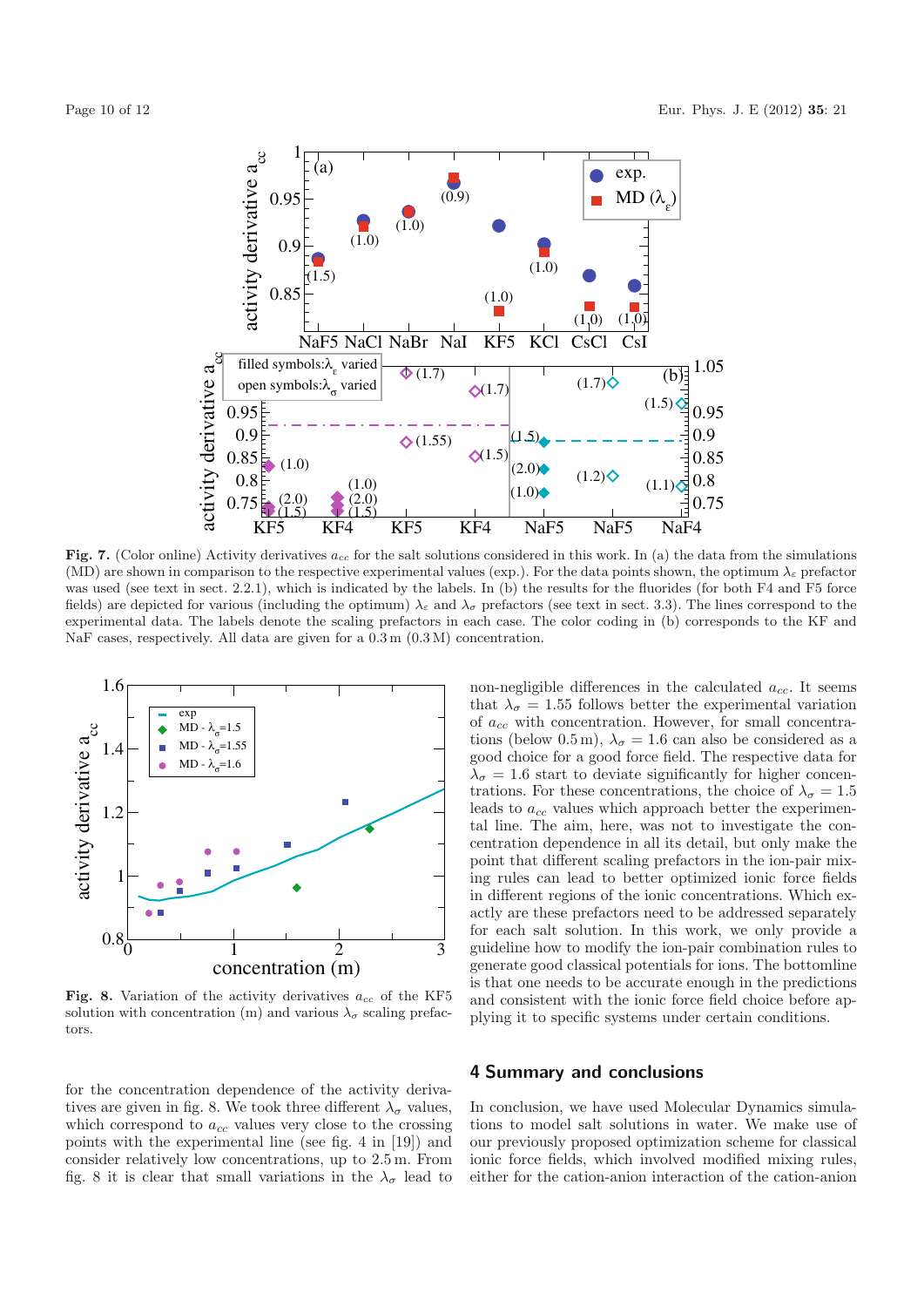**Fig. 7.** (Color online) Activity derivatives $a_{cc}$ for the salt solutions considered in this work. In (a) the data from the simulations (MD) are shown in comparison to the respective experimental values (exp.). For the data points shown, the optimum $\lambda_\varepsilon$ prefactor was used (see text in sect. 2.2.1), which is indicated by the labels. In (b) the results for the fluorides (for both F4 and F5 force fields) are depicted for various (including the optimum) $\lambda_\varepsilon$ and $\lambda_\sigma$ prefactors (see text in sect. 3.3). The lines correspond to the experimental data. The labels denote the scaling prefactors in each case. The color coding in (b) corresponds to the KF and NaF cases, respectively. All data are given for a 0.3 m (0.3 M) concentration.

**Fig. 8.** Variation of the activity derivatives $a_{cc}$ of the KF5 solution with concentration (m) and various $\lambda_\sigma$ scaling prefactors.

for the concentration dependence of the activity derivatives are given in fig. 8. We took three different $\lambda_\sigma$ values, which correspond to $a_{cc}$ values very close to the crossing points with the experimental line (see fig. 4 in [19]) and consider relatively low concentrations, up to 2.5 m. From fig. 8 it is clear that small variations in the $\lambda_\sigma$ lead to non-negligible differences in the calculated $a_{cc}$. It seems that $\lambda_\sigma = 1.55$ follows better the experimental variation of $a_{cc}$ with concentration. However, for small concentrations (below 0.5 m), $\lambda_\sigma = 1.6$ can also be considered as a good choice for a good force field. The respective data for $\lambda_\sigma = 1.6$ start to deviate significantly for higher concentrations. For these concentrations, the choice of $\lambda_\sigma = 1.5$ leads to $a_{cc}$ values which approach better the experimental line. The aim, here, was not to investigate the concentration dependence in all its detail, but only make the point that different scaling prefactors in the ion-pair mixing rules can lead to better optimized ionic force fields in different regions of the ionic concentrations. Which exactly are these prefactors need to be addressed separately for each salt solution. In this work, we only provide a guideline how to modify the ion-pair combination rules to generate good classical potentials for ions. The bottomline is that one needs to be accurate enough in the predictions and consistent with the ionic force field choice before applying it to specific systems under certain conditions.

## 4 Summary and conclusions

In conclusion, we have used Molecular Dynamics simulations to model salt solutions in water. We make use of our previously proposed optimization scheme for classical ionic force fields, which involved modified mixing rules, either for the cation-anion interaction of the cation-anion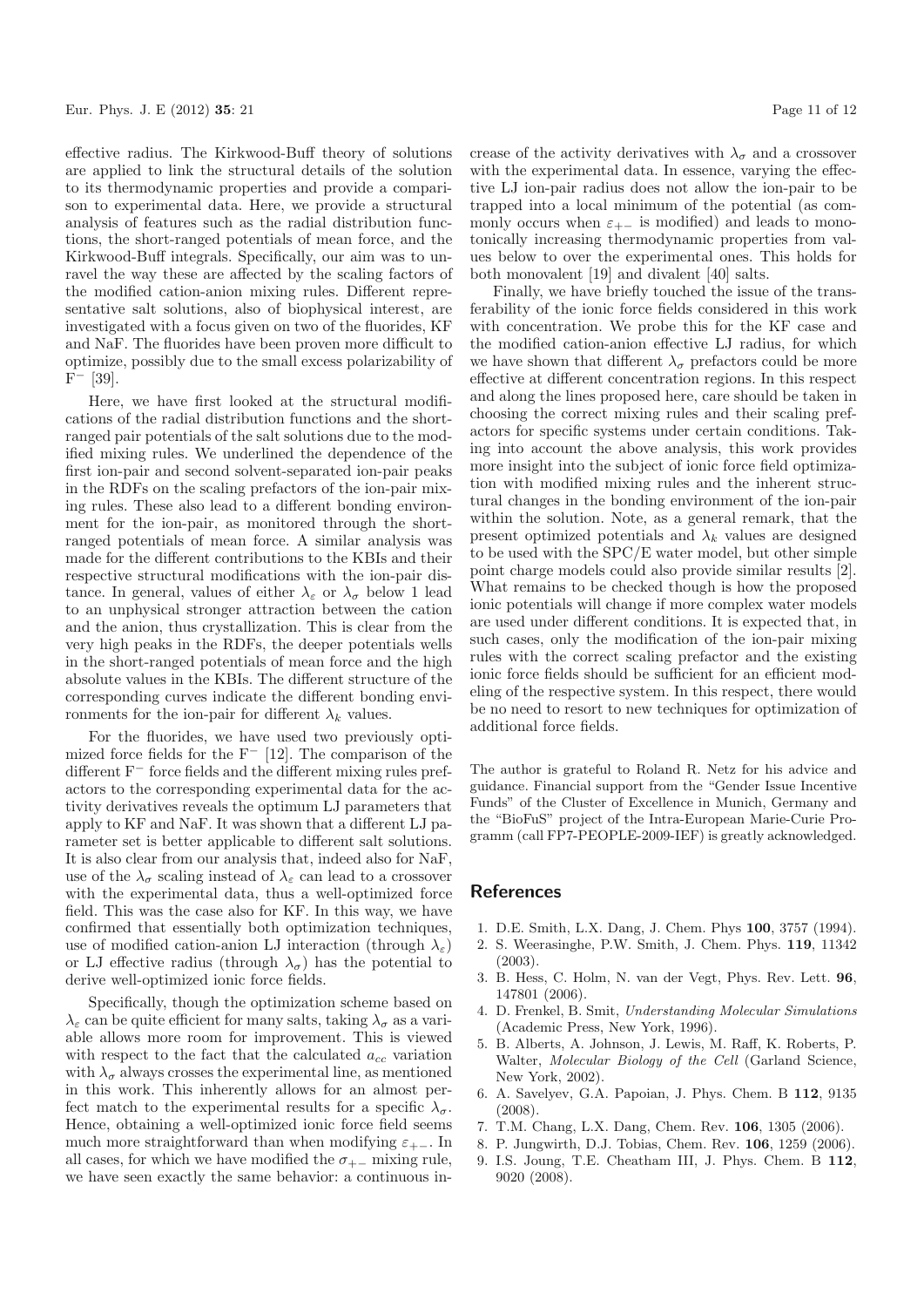effective radius. The Kirkwood-Buff theory of solutions are applied to link the structural details of the solution to its thermodynamic properties and provide a comparison to experimental data. Here, we provide a structural analysis of features such as the radial distribution functions, the short-ranged potentials of mean force, and the Kirkwood-Buff integrals. Specifically, our aim was to unravel the way these are affected by the scaling factors of the modified cation-anion mixing rules. Different representative salt solutions, also of biophysical interest, are investigated with a focus given on two of the fluorides, KF and NaF. The fluorides have been proven more difficult to optimize, possibly due to the small excess polarizability of $F^-$ [39].

Here, we have first looked at the structural modifications of the radial distribution functions and the short-ranged pair potentials of the salt solutions due to the modified mixing rules. We underlined the dependence of the first ion-pair and second solvent-separated ion-pair peaks in the RDFs on the scaling prefactors of the ion-pair mixing rules. These also lead to a different bonding environment for the ion-pair, as monitored through the short-ranged potentials of mean force. A similar analysis was made for the different contributions to the KBIs and their respective structural modifications with the ion-pair distance. In general, values of either $\lambda_\varepsilon$ or $\lambda_\sigma$ below 1 lead to an unphysical stronger attraction between the cation and the anion, thus crystallization. This is clear from the very high peaks in the RDFs, the deeper potentials wells in the short-ranged potentials of mean force and the high absolute values in the KBIs. The different structure of the corresponding curves indicate the different bonding environments for the ion-pair for different $\lambda_k$ values.

For the fluorides, we have used two previously optimized force fields for the $F^-$ [12]. The comparison of the different $F^-$ force fields and the different mixing rules prefactors to the corresponding experimental data for the activity derivatives reveals the optimum LJ parameters that apply to KF and NaF. It was shown that a different LJ parameter set is better applicable to different salt solutions. It is also clear from our analysis that, indeed also for NaF, use of the $\lambda_\sigma$ scaling instead of $\lambda_\varepsilon$ can lead to a crossover with the experimental data, thus a well-optimized force field. This was the case also for KF. In this way, we have confirmed that essentially both optimization techniques, use of modified cation-anion LJ interaction (through $\lambda_\varepsilon$) or LJ effective radius (through $\lambda_\sigma$) has the potential to derive well-optimized ionic force fields.

Specifically, though the optimization scheme based on $\lambda_\varepsilon$ can be quite efficient for many salts, taking $\lambda_\sigma$ as a variable allows more room for improvement. This is viewed with respect to the fact that the calculated $a_{cc}$ variation with $\lambda_\sigma$ always crosses the experimental line, as mentioned in this work. This inherently allows for an almost perfect match to the experimental results for a specific $\lambda_\sigma$. Hence, obtaining a well-optimized ionic force field seems much more straightforward than when modifying $\varepsilon_{+-}$. In all cases, for which we have modified the $\sigma_{+-}$ mixing rule, we have seen exactly the same behavior: a continuous increase of the activity derivatives with $\lambda_\sigma$ and a crossover with the experimental data. In essence, varying the effective LJ ion-pair radius does not allow the ion-pair to be trapped into a local minimum of the potential (as commonly occurs when $\varepsilon_{+-}$ is modified) and leads to monotonically increasing thermodynamic properties from values below to over the experimental ones. This holds for both monovalent [19] and divalent [40] salts.

Finally, we have briefly touched the issue of the transferability of the ionic force fields considered in this work with concentration. We probe this for the KF case and the modified cation-anion effective LJ radius, for which we have shown that different $\lambda_\sigma$ prefactors could be more effective at different concentration regions. In this respect and along the lines proposed here, care should be taken in choosing the correct mixing rules and their scaling prefactors for specific systems under certain conditions. Taking into account the above analysis, this work provides more insight into the subject of ionic force field optimization with modified mixing rules and the inherent structural changes in the bonding environment of the ion-pair within the solution. Note, as a general remark, that the present optimized potentials and $\lambda_k$ values are designed to be used with the SPC/E water model, but other simple point charge models could also provide similar results [2]. What remains to be checked though is how the proposed ionic potentials will change if more complex water models are used under different conditions. It is expected that, in such cases, only the modification of the ion-pair mixing rules with the correct scaling prefactor and the existing ionic force fields should be sufficient for an efficient modeling of the respective system. In this respect, there would be no need to resort to new techniques for optimization of additional force fields.

The author is grateful to Roland R. Netz for his advice and guidance. Financial support from the "Gender Issue Incentive Funds" of the Cluster of Excellence in Munich, Germany and the "BioFuS" project of the Intra-European Marie-Curie Programm (call FP7-PEOPLE-2009-IEF) is greatly acknowledged.

## References

1. D.E. Smith, L.X. Dang, J. Chem. Phys **100**, 3757 (1994).
2. S. Weerasinghe, P.W. Smith, J. Chem. Phys. **119**, 11342 (2003).
3. B. Hess, C. Holm, N. van der Vegt, Phys. Rev. Lett. **96**, 147801 (2006).
4. D. Frenkel, B. Smit, *Understanding Molecular Simulations* (Academic Press, New York, 1996).
5. B. Alberts, A. Johnson, J. Lewis, M. Raff, K. Roberts, P. Walter, *Molecular Biology of the Cell* (Garland Science, New York, 2002).
6. A. Savelyev, G.A. Papoian, J. Phys. Chem. B **112**, 9135 (2008).
7. T.M. Chang, L.X. Dang, Chem. Rev. **106**, 1305 (2006).
8. P. Jungwirth, D.J. Tobias, Chem. Rev. **106**, 1259 (2006).
9. I.S. Joung, T.E. Cheatham III, J. Phys. Chem. B **112**, 9020 (2008).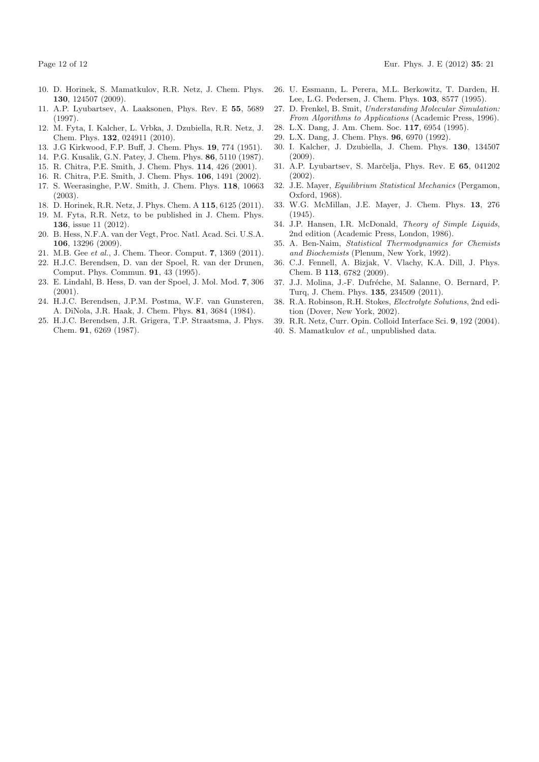10. D. Horinek, S. Mamatkulov, R.R. Netz, J. Chem. Phys. **130**, 124507 (2009).
11. A.P. Lyubartsev, A. Laaksonen, Phys. Rev. E **55**, 5689 (1997).
12. M. Fyta, I. Kalcher, L. Vrbka, J. Dzubiella, R.R. Netz, J. Chem. Phys. **132**, 024911 (2010).
13. J.G Kirkwood, F.P. Buff, J. Chem. Phys. **19**, 774 (1951).
14. P.G. Kusalik, G.N. Patey, J. Chem. Phys. **86**, 5110 (1987).
15. R. Chitra, P.E. Smith, J. Chem. Phys. **114**, 426 (2001).
16. R. Chitra, P.E. Smith, J. Chem. Phys. **106**, 1491 (2002).
17. S. Weerasinghe, P.W. Smith, J. Chem. Phys. **118**, 10663 (2003).
18. D. Horinek, R.R. Netz, J. Phys. Chem. A **115**, 6125 (2011).
19. M. Fyta, R.R. Netz, to be published in J. Chem. Phys. **136**, issue 11 (2012).
20. B. Hess, N.F.A. van der Vegt, Proc. Natl. Acad. Sci. U.S.A. **106**, 13296 (2009).
21. M.B. Gee *et al.*, J. Chem. Theor. Comput. **7**, 1369 (2011).
22. H.J.C. Berendsen, D. van der Spoel, R. van der Drunen, Comput. Phys. Commun. **91**, 43 (1995).
23. E. Lindahl, B. Hess, D. van der Spoel, J. Mol. Mod. **7**, 306 (2001).
24. H.J.C. Berendsen, J.P.M. Postma, W.F. van Gunsteren, A. DiNola, J.R. Haak, J. Chem. Phys. **81**, 3684 (1984).
25. H.J.C. Berendsen, J.R. Grigera, T.P. Straatsma, J. Phys. Chem. **91**, 6269 (1987).
26. U. Essmann, L. Perera, M.L. Berkowitz, T. Darden, H. Lee, L.G. Pedersen, J. Chem. Phys. **103**, 8577 (1995).
27. D. Frenkel, B. Smit, *Understanding Molecular Simulation: From Algorithms to Applications* (Academic Press, 1996).
28. L.X. Dang, J. Am. Chem. Soc. **117**, 6954 (1995).
29. L.X. Dang, J. Chem. Phys. **96**, 6970 (1992).
30. I. Kalcher, J. Dzubiella, J. Chem. Phys. **130**, 134507 (2009).
31. A.P. Lyubartsev, S. Marčelja, Phys. Rev. E **65**, 041202 (2002).
32. J.E. Mayer, *Equilibrium Statistical Mechanics* (Pergamon, Oxford, 1968).
33. W.G. McMillan, J.E. Mayer, J. Chem. Phys. **13**, 276 (1945).
34. J.P. Hansen, I.R. McDonald, *Theory of Simple Liquids*, 2nd edition (Academic Press, London, 1986).
35. A. Ben-Naim, *Statistical Thermodynamics for Chemists and Biochemists* (Plenum, New York, 1992).
36. C.J. Fennell, A. Bizjak, V. Vlachy, K.A. Dill, J. Phys. Chem. B **113**, 6782 (2009).
37. J.J. Molina, J.-F. Dufréche, M. Salanne, O. Bernard, P. Turq, J. Chem. Phys. **135**, 234509 (2011).
38. R.A. Robinson, R.H. Stokes, *Electrolyte Solutions*, 2nd edition (Dover, New York, 2002).
39. R.R. Netz, Curr. Opin. Colloid Interface Sci. **9**, 192 (2004).
40. S. Mamatkulov *et al.*, unpublished data.